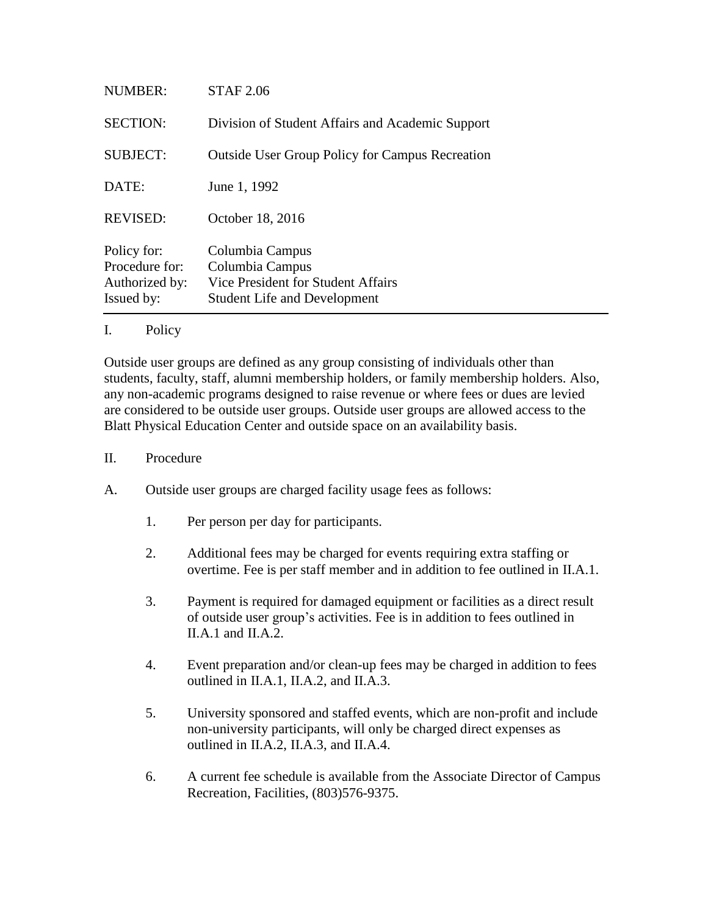| | |
|---|---|
| NUMBER: | STAF 2.06 |
| SECTION: | Division of Student Affairs and Academic Support |
| SUBJECT: | Outside User Group Policy for Campus Recreation |
| DATE: | June 1, 1992 |
| REVISED: | October 18, 2016 |
| Policy for: | Columbia Campus |
| Procedure for: | Columbia Campus |
| Authorized by: | Vice President for Student Affairs |
| Issued by: | Student Life and Development |

## I. Policy

Outside user groups are defined as any group consisting of individuals other than students, faculty, staff, alumni membership holders, or family membership holders. Also, any non-academic programs designed to raise revenue or where fees or dues are levied are considered to be outside user groups. Outside user groups are allowed access to the Blatt Physical Education Center and outside space on an availability basis.

## II. Procedure

A. Outside user groups are charged facility usage fees as follows:

1. Per person per day for participants.

2. Additional fees may be charged for events requiring extra staffing or overtime. Fee is per staff member and in addition to fee outlined in II.A.1.

3. Payment is required for damaged equipment or facilities as a direct result of outside user group's activities. Fee is in addition to fees outlined in II.A.1 and II.A.2.

4. Event preparation and/or clean-up fees may be charged in addition to fees outlined in II.A.1, II.A.2, and II.A.3.

5. University sponsored and staffed events, which are non-profit and include non-university participants, will only be charged direct expenses as outlined in II.A.2, II.A.3, and II.A.4.

6. A current fee schedule is available from the Associate Director of Campus Recreation, Facilities, (803)576-9375.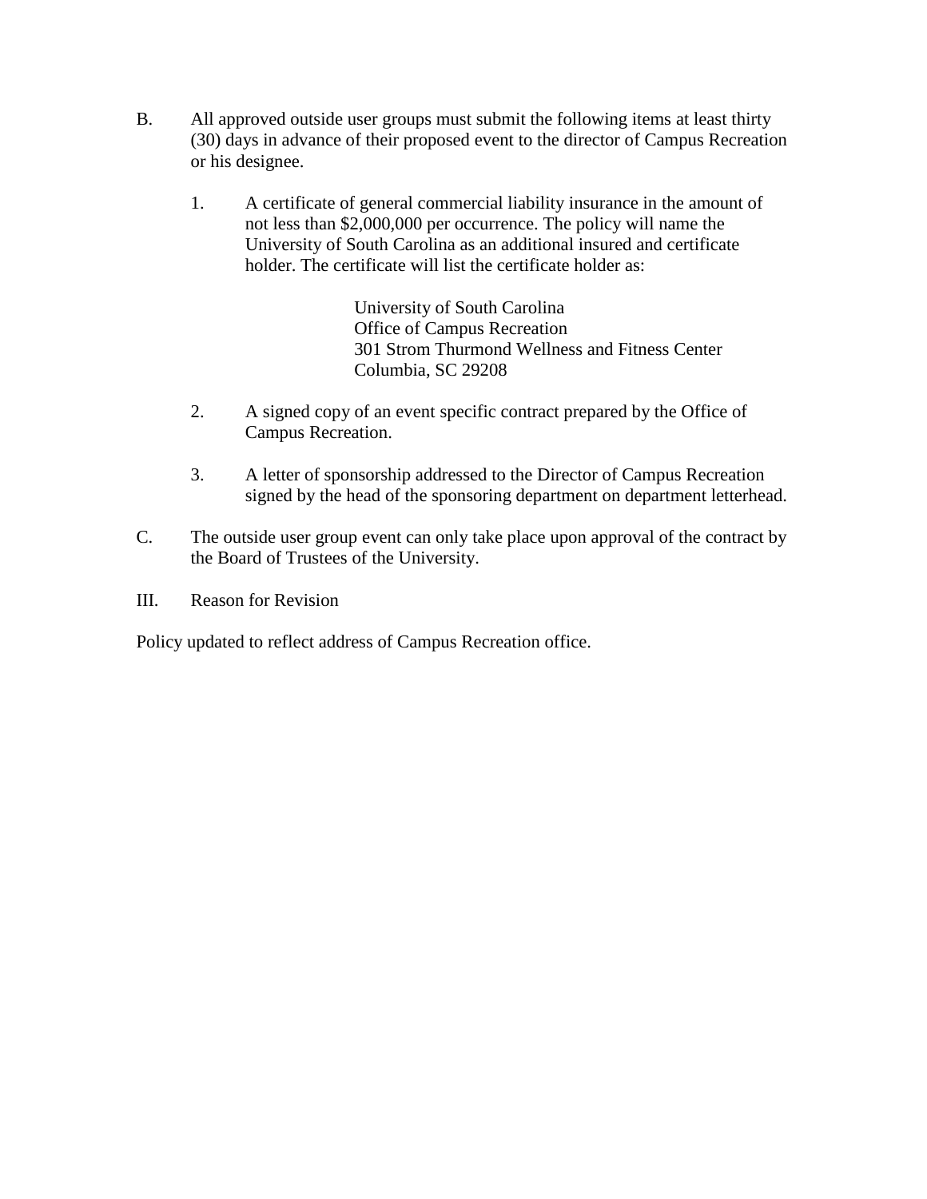B. All approved outside user groups must submit the following items at least thirty (30) days in advance of their proposed event to the director of Campus Recreation or his designee.

   1. A certificate of general commercial liability insurance in the amount of not less than $2,000,000 per occurrence. The policy will name the University of South Carolina as an additional insured and certificate holder. The certificate will list the certificate holder as:

      University of South Carolina
      Office of Campus Recreation
      301 Strom Thurmond Wellness and Fitness Center
      Columbia, SC 29208

   2. A signed copy of an event specific contract prepared by the Office of Campus Recreation.

   3. A letter of sponsorship addressed to the Director of Campus Recreation signed by the head of the sponsoring department on department letterhead.

C. The outside user group event can only take place upon approval of the contract by the Board of Trustees of the University.

III. Reason for Revision

Policy updated to reflect address of Campus Recreation office.